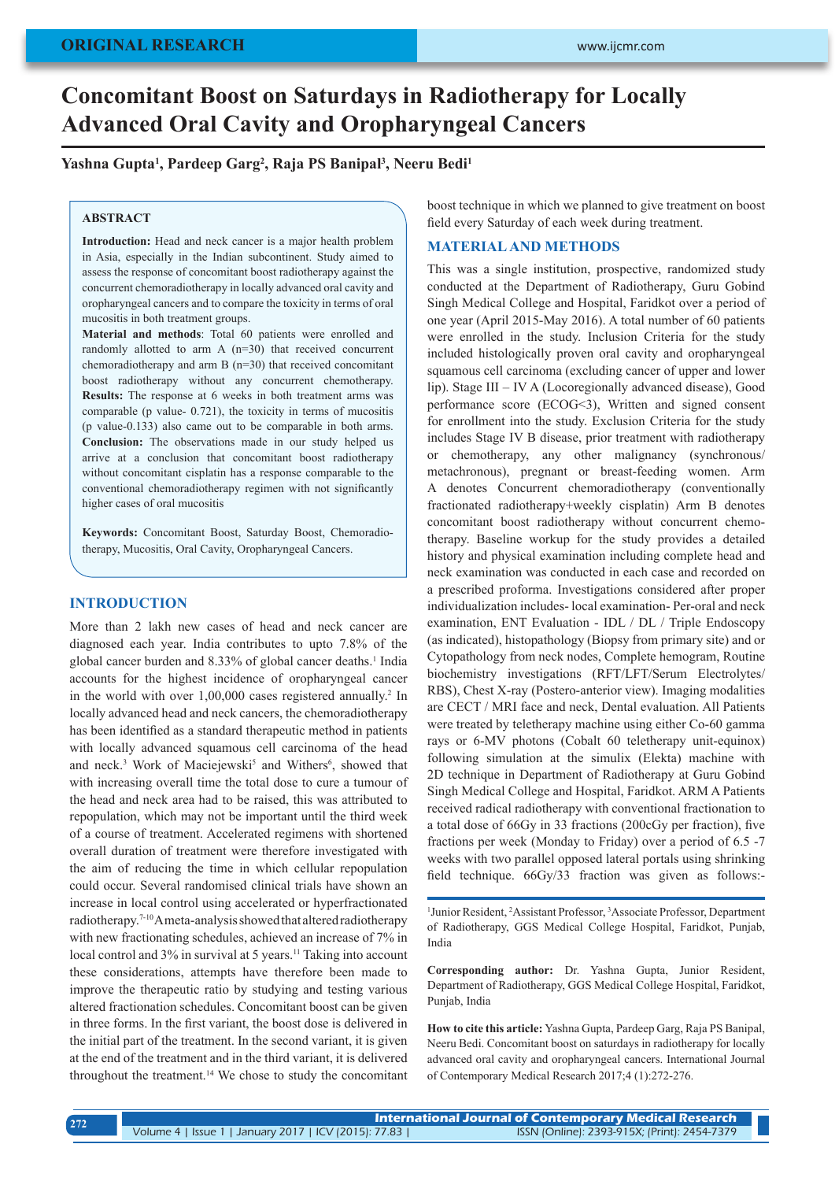# Concomitant Boost on Saturdays in Radiotherapy for Locally Advanced Oral Cavity and Oropharyngeal Cancers

**Yashna Gupta[1], Pardeep Garg[2], Raja PS Banipal[3], Neeru Bedi[1]**

## ABSTRACT

**Introduction:** Head and neck cancer is a major health problem in Asia, especially in the Indian subcontinent. Study aimed to assess the response of concomitant boost radiotherapy against the concurrent chemoradiotherapy in locally advanced oral cavity and oropharyngeal cancers and to compare the toxicity in terms of oral mucositis in both treatment groups.

**Material and methods**: Total 60 patients were enrolled and randomly allotted to arm A (n=30) that received concurrent chemoradiotherapy and arm B (n=30) that received concomitant boost radiotherapy without any concurrent chemotherapy. **Results:** The response at 6 weeks in both treatment arms was comparable (p value- 0.721), the toxicity in terms of mucositis (p value-0.133) also came out to be comparable in both arms. **Conclusion:** The observations made in our study helped us arrive at a conclusion that concomitant boost radiotherapy without concomitant cisplatin has a response comparable to the conventional chemoradiotherapy regimen with not significantly higher cases of oral mucositis

**Keywords:** Concomitant Boost, Saturday Boost, Chemoradiotherapy, Mucositis, Oral Cavity, Oropharyngeal Cancers.

## INTRODUCTION

More than 2 lakh new cases of head and neck cancer are diagnosed each year. India contributes to upto 7.8% of the global cancer burden and 8.33% of global cancer deaths.[1] India accounts for the highest incidence of oropharyngeal cancer in the world with over 1,00,000 cases registered annually.[2] In locally advanced head and neck cancers, the chemoradiotherapy has been identified as a standard therapeutic method in patients with locally advanced squamous cell carcinoma of the head and neck.[3] Work of Maciejewski[5] and Withers[6], showed that with increasing overall time the total dose to cure a tumour of the head and neck area had to be raised, this was attributed to repopulation, which may not be important until the third week of a course of treatment. Accelerated regimens with shortened overall duration of treatment were therefore investigated with the aim of reducing the time in which cellular repopulation could occur. Several randomised clinical trials have shown an increase in local control using accelerated or hyperfractionated radiotherapy.[7-10] A meta-analysis showed that altered radiotherapy with new fractionating schedules, achieved an increase of 7% in local control and 3% in survival at 5 years.[11] Taking into account these considerations, attempts have therefore been made to improve the therapeutic ratio by studying and testing various altered fractionation schedules. Concomitant boost can be given in three forms. In the first variant, the boost dose is delivered in the initial part of the treatment. In the second variant, it is given at the end of the treatment and in the third variant, it is delivered throughout the treatment.[14] We chose to study the concomitant boost technique in which we planned to give treatment on boost field every Saturday of each week during treatment.

## MATERIAL AND METHODS

This was a single institution, prospective, randomized study conducted at the Department of Radiotherapy, Guru Gobind Singh Medical College and Hospital, Faridkot over a period of one year (April 2015-May 2016). A total number of 60 patients were enrolled in the study. Inclusion Criteria for the study included histologically proven oral cavity and oropharyngeal squamous cell carcinoma (excluding cancer of upper and lower lip). Stage III – IV A (Locoregionally advanced disease), Good performance score (ECOG<3), Written and signed consent for enrollment into the study. Exclusion Criteria for the study includes Stage IV B disease, prior treatment with radiotherapy or chemotherapy, any other malignancy (synchronous/metachronous), pregnant or breast-feeding women. Arm A denotes Concurrent chemoradiotherapy (conventionally fractionated radiotherapy+weekly cisplatin) Arm B denotes concomitant boost radiotherapy without concurrent chemotherapy. Baseline workup for the study provides a detailed history and physical examination including complete head and neck examination was conducted in each case and recorded on a prescribed proforma. Investigations considered after proper individualization includes- local examination- Per-oral and neck examination, ENT Evaluation - IDL / DL / Triple Endoscopy (as indicated), histopathology (Biopsy from primary site) and or Cytopathology from neck nodes, Complete hemogram, Routine biochemistry investigations (RFT/LFT/Serum Electrolytes/RBS), Chest X-ray (Postero-anterior view). Imaging modalities are CECT / MRI face and neck, Dental evaluation. All Patients were treated by teletherapy machine using either Co-60 gamma rays or 6-MV photons (Cobalt 60 teletherapy unit-equinox) following simulation at the simulix (Elekta) machine with 2D technique in Department of Radiotherapy at Guru Gobind Singh Medical College and Hospital, Faridkot. ARM A Patients received radical radiotherapy with conventional fractionation to a total dose of 66Gy in 33 fractions (200cGy per fraction), five fractions per week (Monday to Friday) over a period of 6.5 -7 weeks with two parallel opposed lateral portals using shrinking field technique. 66Gy/33 fraction was given as follows:-

[1]Junior Resident, [2]Assistant Professor, [3]Associate Professor, Department of Radiotherapy, GGS Medical College Hospital, Faridkot, Punjab, India

**Corresponding author:** Dr. Yashna Gupta, Junior Resident, Department of Radiotherapy, GGS Medical College Hospital, Faridkot, Punjab, India

**How to cite this article:** Yashna Gupta, Pardeep Garg, Raja PS Banipal, Neeru Bedi. Concomitant boost on saturdays in radiotherapy for locally advanced oral cavity and oropharyngeal cancers. International Journal of Contemporary Medical Research 2017;4 (1):272-276.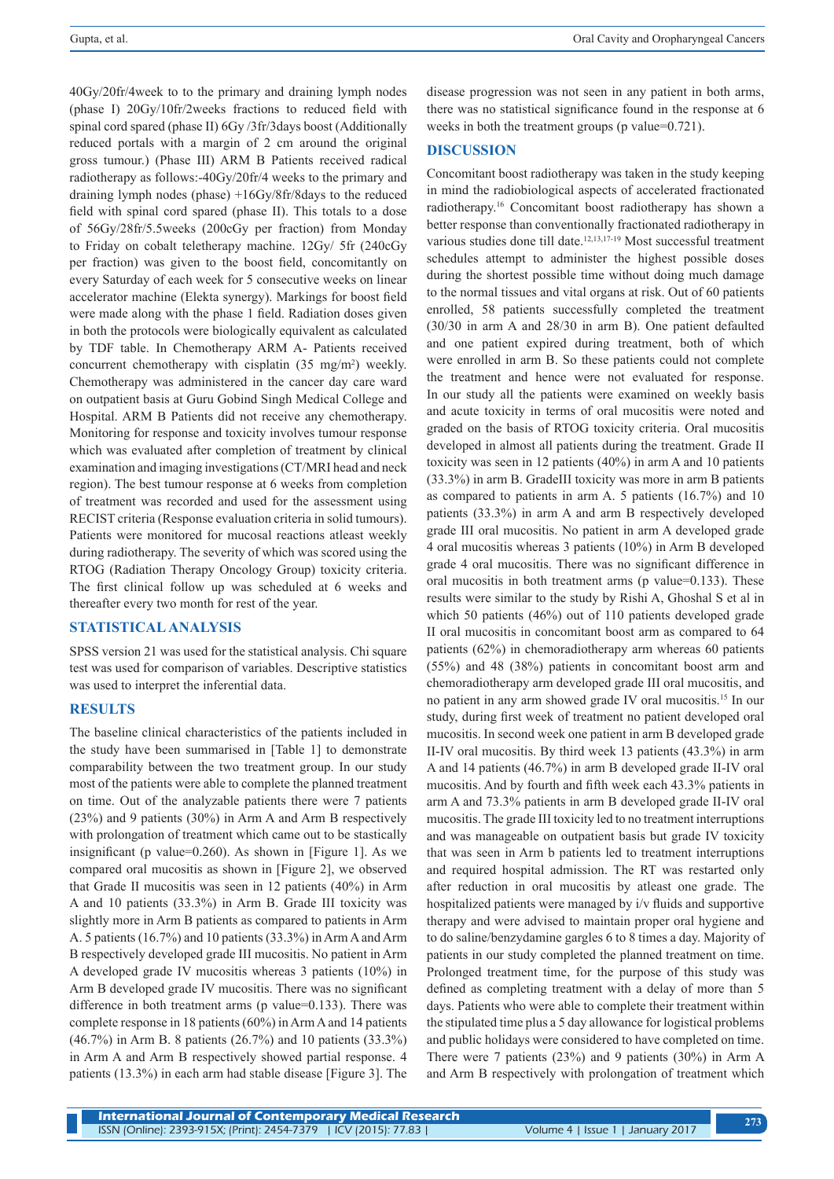40Gy/20fr/4week to to the primary and draining lymph nodes (phase I) 20Gy/10fr/2weeks fractions to reduced field with spinal cord spared (phase II) 6Gy /3fr/3days boost (Additionally reduced portals with a margin of 2 cm around the original gross tumour.) (Phase III) ARM B Patients received radical radiotherapy as follows:-40Gy/20fr/4 weeks to the primary and draining lymph nodes (phase) +16Gy/8fr/8days to the reduced field with spinal cord spared (phase II). This totals to a dose of 56Gy/28fr/5.5weeks (200cGy per fraction) from Monday to Friday on cobalt teletherapy machine. 12Gy/ 5fr (240cGy per fraction) was given to the boost field, concomitantly on every Saturday of each week for 5 consecutive weeks on linear accelerator machine (Elekta synergy). Markings for boost field were made along with the phase 1 field. Radiation doses given in both the protocols were biologically equivalent as calculated by TDF table. In Chemotherapy ARM A- Patients received concurrent chemotherapy with cisplatin (35 mg/m$^2$) weekly. Chemotherapy was administered in the cancer day care ward on outpatient basis at Guru Gobind Singh Medical College and Hospital. ARM B Patients did not receive any chemotherapy. Monitoring for response and toxicity involves tumour response which was evaluated after completion of treatment by clinical examination and imaging investigations (CT/MRI head and neck region). The best tumour response at 6 weeks from completion of treatment was recorded and used for the assessment using RECIST criteria (Response evaluation criteria in solid tumours). Patients were monitored for mucosal reactions atleast weekly during radiotherapy. The severity of which was scored using the RTOG (Radiation Therapy Oncology Group) toxicity criteria. The first clinical follow up was scheduled at 6 weeks and thereafter every two month for rest of the year.

## STATISTICAL ANALYSIS

SPSS version 21 was used for the statistical analysis. Chi square test was used for comparison of variables. Descriptive statistics was used to interpret the inferential data.

## RESULTS

The baseline clinical characteristics of the patients included in the study have been summarised in [Table 1] to demonstrate comparability between the two treatment group. In our study most of the patients were able to complete the planned treatment on time. Out of the analyzable patients there were 7 patients (23%) and 9 patients (30%) in Arm A and Arm B respectively with prolongation of treatment which came out to be stastically insignificant (p value=0.260). As shown in [Figure 1]. As we compared oral mucositis as shown in [Figure 2], we observed that Grade II mucositis was seen in 12 patients (40%) in Arm A and 10 patients (33.3%) in Arm B. Grade III toxicity was slightly more in Arm B patients as compared to patients in Arm A. 5 patients (16.7%) and 10 patients (33.3%) in Arm A and Arm B respectively developed grade III mucositis. No patient in Arm A developed grade IV mucositis whereas 3 patients (10%) in Arm B developed grade IV mucositis. There was no significant difference in both treatment arms (p value=0.133). There was complete response in 18 patients (60%) in Arm A and 14 patients (46.7%) in Arm B. 8 patients (26.7%) and 10 patients (33.3%) in Arm A and Arm B respectively showed partial response. 4 patients (13.3%) in each arm had stable disease [Figure 3]. The disease progression was not seen in any patient in both arms, there was no statistical significance found in the response at 6 weeks in both the treatment groups (p value=0.721).

## DISCUSSION

Concomitant boost radiotherapy was taken in the study keeping in mind the radiobiological aspects of accelerated fractionated radiotherapy.[16] Concomitant boost radiotherapy has shown a better response than conventionally fractionated radiotherapy in various studies done till date.[12,13,17-19] Most successful treatment schedules attempt to administer the highest possible doses during the shortest possible time without doing much damage to the normal tissues and vital organs at risk. Out of 60 patients enrolled, 58 patients successfully completed the treatment (30/30 in arm A and 28/30 in arm B). One patient defaulted and one patient expired during treatment, both of which were enrolled in arm B. So these patients could not complete the treatment and hence were not evaluated for response. In our study all the patients were examined on weekly basis and acute toxicity in terms of oral mucositis were noted and graded on the basis of RTOG toxicity criteria. Oral mucositis developed in almost all patients during the treatment. Grade II toxicity was seen in 12 patients (40%) in arm A and 10 patients (33.3%) in arm B. GradeIII toxicity was more in arm B patients as compared to patients in arm A. 5 patients (16.7%) and 10 patients (33.3%) in arm A and arm B respectively developed grade III oral mucositis. No patient in arm A developed grade 4 oral mucositis whereas 3 patients (10%) in Arm B developed grade 4 oral mucositis. There was no significant difference in oral mucositis in both treatment arms (p value=0.133). These results were similar to the study by Rishi A, Ghoshal S et al in which 50 patients (46%) out of 110 patients developed grade II oral mucositis in concomitant boost arm as compared to 64 patients (62%) in chemoradiotherapy arm whereas 60 patients (55%) and 48 (38%) patients in concomitant boost arm and chemoradiotherapy arm developed grade III oral mucositis, and no patient in any arm showed grade IV oral mucositis.[15] In our study, during first week of treatment no patient developed oral mucositis. In second week one patient in arm B developed grade II-IV oral mucositis. By third week 13 patients (43.3%) in arm A and 14 patients (46.7%) in arm B developed grade II-IV oral mucositis. And by fourth and fifth week each 43.3% patients in arm A and 73.3% patients in arm B developed grade II-IV oral mucositis. The grade III toxicity led to no treatment interruptions and was manageable on outpatient basis but grade IV toxicity that was seen in Arm b patients led to treatment interruptions and required hospital admission. The RT was restarted only after reduction in oral mucositis by atleast one grade. The hospitalized patients were managed by i/v fluids and supportive therapy and were advised to maintain proper oral hygiene and to do saline/benzydamine gargles 6 to 8 times a day. Majority of patients in our study completed the planned treatment on time. Prolonged treatment time, for the purpose of this study was defined as completing treatment with a delay of more than 5 days. Patients who were able to complete their treatment within the stipulated time plus a 5 day allowance for logistical problems and public holidays were considered to have completed on time. There were 7 patients (23%) and 9 patients (30%) in Arm A and Arm B respectively with prolongation of treatment which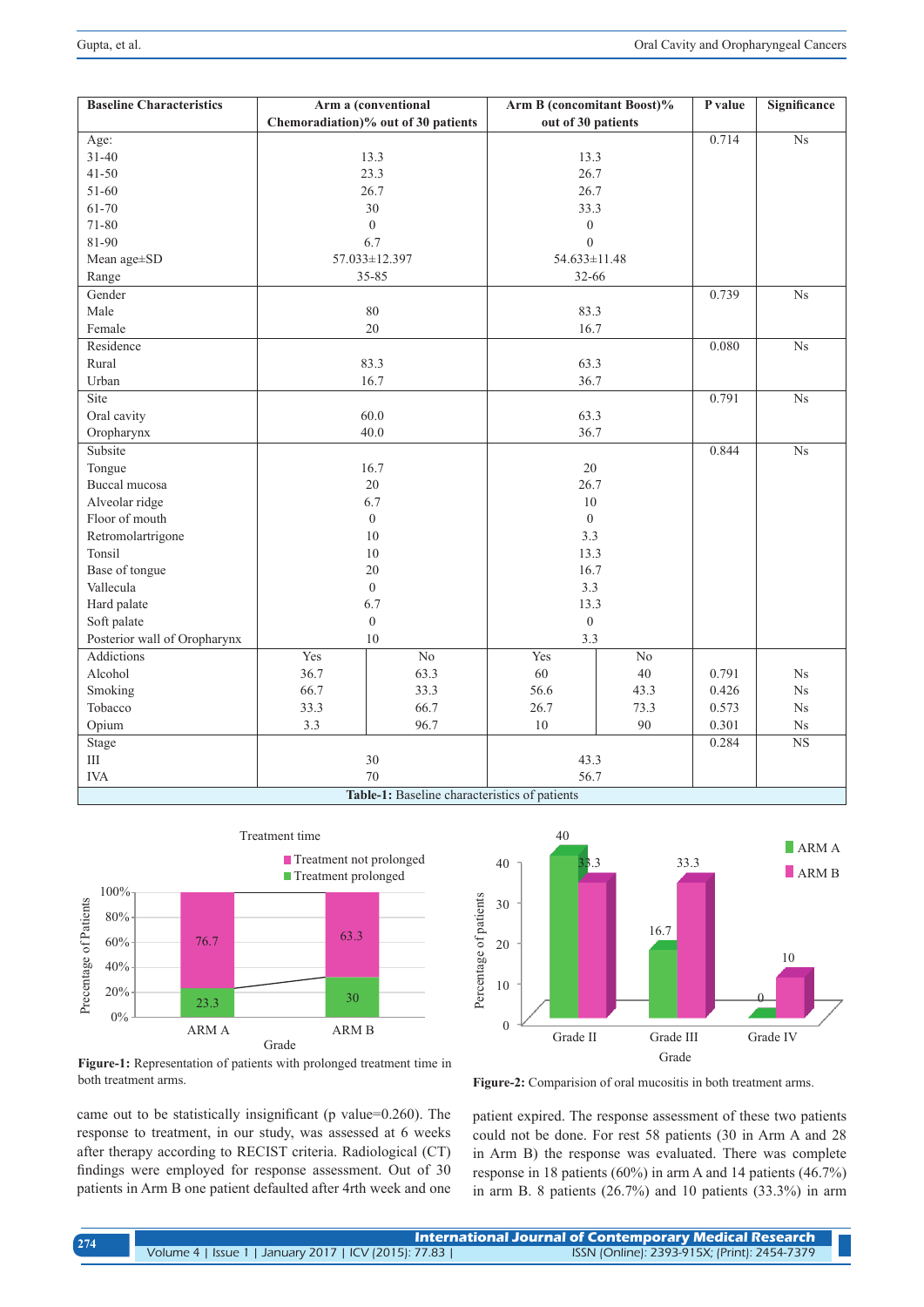| Baseline Characteristics | Arm a (conventional Chemoradiation)% out of 30 patients | | Arm B (concomitant Boost)% out of 30 patients | | P value | Significance |
|---|---|---|---|---|---|---|
| Age: | | | | | 0.714 | Ns |
| 31-40 | 13.3 | | 13.3 | | | |
| 41-50 | 23.3 | | 26.7 | | | |
| 51-60 | 26.7 | | 26.7 | | | |
| 61-70 | 30 | | 33.3 | | | |
| 71-80 | 0 | | 0 | | | |
| 81-90 | 6.7 | | 0 | | | |
| Mean age±SD | 57.033±12.397 | | 54.633±11.48 | | | |
| Range | 35-85 | | 32-66 | | | |
| Gender | | | | | 0.739 | Ns |
| Male | 80 | | 83.3 | | | |
| Female | 20 | | 16.7 | | | |
| Residence | | | | | 0.080 | Ns |
| Rural | 83.3 | | 63.3 | | | |
| Urban | 16.7 | | 36.7 | | | |
| Site | | | | | 0.791 | Ns |
| Oral cavity | 60.0 | | 63.3 | | | |
| Oropharynx | 40.0 | | 36.7 | | | |
| Subsite | | | | | 0.844 | Ns |
| Tongue | 16.7 | | 20 | | | |
| Buccal mucosa | 20 | | 26.7 | | | |
| Alveolar ridge | 6.7 | | 10 | | | |
| Floor of mouth | 0 | | 0 | | | |
| Retromolartrigone | 10 | | 3.3 | | | |
| Tonsil | 10 | | 13.3 | | | |
| Base of tongue | 20 | | 16.7 | | | |
| Vallecula | 0 | | 3.3 | | | |
| Hard palate | 6.7 | | 13.3 | | | |
| Soft palate | 0 | | 0 | | | |
| Posterior wall of Oropharynx | 10 | | 3.3 | | | |
| Addictions | Yes | No | Yes | No | | |
| Alcohol | 36.7 | 63.3 | 60 | 40 | 0.791 | Ns |
| Smoking | 66.7 | 33.3 | 56.6 | 43.3 | 0.426 | Ns |
| Tobacco | 33.3 | 66.7 | 26.7 | 73.3 | 0.573 | Ns |
| Opium | 3.3 | 96.7 | 10 | 90 | 0.301 | Ns |
| Stage | | | | | 0.284 | NS |
| III | 30 | | 43.3 | | | |
| IVA | 70 | | 56.7 | | | |

**Table-1:** Baseline characteristics of patients

**Figure-1:** Representation of patients with prolonged treatment time in both treatment arms.

**Figure-2:** Comparision of oral mucositis in both treatment arms.

came out to be statistically insignificant (p value=0.260). The response to treatment, in our study, was assessed at 6 weeks after therapy according to RECIST criteria. Radiological (CT) findings were employed for response assessment. Out of 30 patients in Arm B one patient defaulted after 4rth week and one patient expired. The response assessment of these two patients could not be done. For rest 58 patients (30 in Arm A and 28 in Arm B) the response was evaluated. There was complete response in 18 patients (60%) in arm A and 14 patients (46.7%) in arm B. 8 patients (26.7%) and 10 patients (33.3%) in arm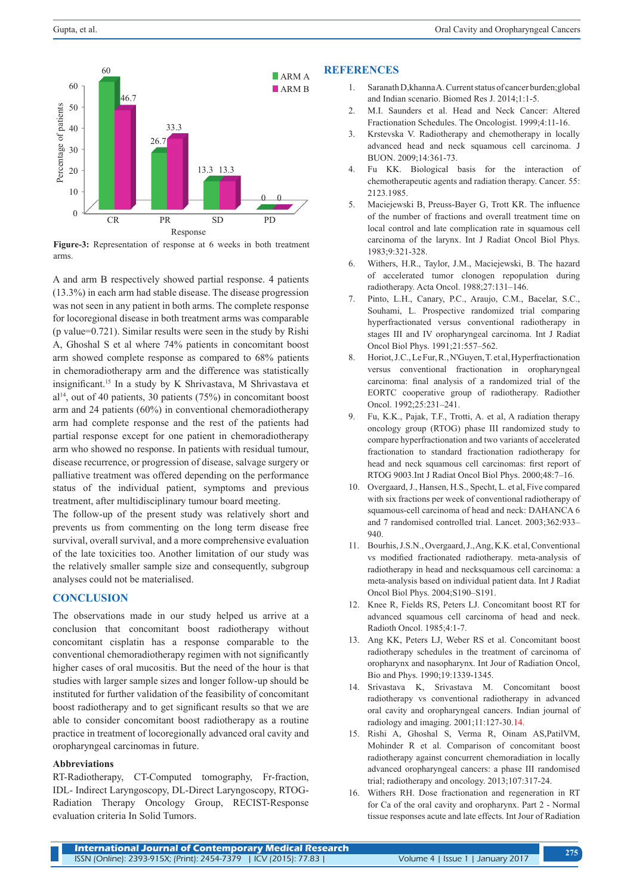Figure-3: Representation of response at 6 weeks in both treatment arms.

A and arm B respectively showed partial response. 4 patients (13.3%) in each arm had stable disease. The disease progression was not seen in any patient in both arms. The complete response for locoregional disease in both treatment arms was comparable (p value=0.721). Similar results were seen in the study by Rishi A, Ghoshal S et al where 74% patients in concomitant boost arm showed complete response as compared to 68% patients in chemoradiotherapy arm and the difference was statistically insignificant.[15] In a study by K Shrivastava, M Shrivastava et al[14], out of 40 patients, 30 patients (75%) in concomitant boost arm and 24 patients (60%) in conventional chemoradiotherapy arm had complete response and the rest of the patients had partial response except for one patient in chemoradiotherapy arm who showed no response. In patients with residual tumour, disease recurrence, or progression of disease, salvage surgery or palliative treatment was offered depending on the performance status of the individual patient, symptoms and previous treatment, after multidisciplinary tumour board meeting.

The follow-up of the present study was relatively short and prevents us from commenting on the long term disease free survival, overall survival, and a more comprehensive evaluation of the late toxicities too. Another limitation of our study was the relatively smaller sample size and consequently, subgroup analyses could not be materialised.

## CONCLUSION

The observations made in our study helped us arrive at a conclusion that concomitant boost radiotherapy without concomitant cisplatin has a response comparable to the conventional chemoradiotherapy regimen with not significantly higher cases of oral mucositis. But the need of the hour is that studies with larger sample sizes and longer follow-up should be instituted for further validation of the feasibility of concomitant boost radiotherapy and to get significant results so that we are able to consider concomitant boost radiotherapy as a routine practice in treatment of locoregionally advanced oral cavity and oropharyngeal carcinomas in future.

### Abbreviations

RT-Radiotherapy, CT-Computed tomography, Fr-fraction, IDL- Indirect Laryngoscopy, DL-Direct Laryngoscopy, RTOG-Radiation Therapy Oncology Group, RECIST-Response evaluation criteria In Solid Tumors.

## REFERENCES

1. Saranath D,khanna A. Current status of cancer burden;global and Indian scenario. Biomed Res J. 2014;1:1-5.
2. M.I. Saunders et al. Head and Neck Cancer: Altered Fractionation Schedules. The Oncologist. 1999;4:11-16.
3. Krstevska V. Radiotherapy and chemotherapy in locally advanced head and neck squamous cell carcinoma. J BUON. 2009;14:361-73.
4. Fu KK. Biological basis for the interaction of chemotherapeutic agents and radiation therapy. Cancer. 55: 2123.1985.
5. Maciejewski B, Preuss-Bayer G, Trott KR. The influence of the number of fractions and overall treatment time on local control and late complication rate in squamous cell carcinoma of the larynx. Int J Radiat Oncol Biol Phys. 1983;9:321-328.
6. Withers, H.R., Taylor, J.M., Maciejewski, B. The hazard of accelerated tumor clonogen repopulation during radiotherapy. Acta Oncol. 1988;27:131–146.
7. Pinto, L.H., Canary, P.C., Araujo, C.M., Bacelar, S.C., Souhami, L. Prospective randomized trial comparing hyperfractionated versus conventional radiotherapy in stages III and IV oropharyngeal carcinoma. Int J Radiat Oncol Biol Phys. 1991;21:557–562.
8. Horiot, J.C., Le Fur, R., N'Guyen, T. et al, Hyperfractionation versus conventional fractionation in oropharyngeal carcinoma: final analysis of a randomized trial of the EORTC cooperative group of radiotherapy. Radiother Oncol. 1992;25:231–241.
9. Fu, K.K., Pajak, T.F., Trotti, A. et al, A radiation therapy oncology group (RTOG) phase III randomized study to compare hyperfractionation and two variants of accelerated fractionation to standard fractionation radiotherapy for head and neck squamous cell carcinomas: first report of RTOG 9003.Int J Radiat Oncol Biol Phys. 2000;48:7–16.
10. Overgaard, J., Hansen, H.S., Specht, L. et al, Five compared with six fractions per week of conventional radiotherapy of squamous-cell carcinoma of head and neck: DAHANCA 6 and 7 randomised controlled trial. Lancet. 2003;362:933–940.
11. Bourhis, J.S.N., Overgaard, J., Ang, K.K. et al, Conventional vs modified fractionated radiotherapy. meta-analysis of radiotherapy in head and necksquamous cell carcinoma: a meta-analysis based on individual patient data. Int J Radiat Oncol Biol Phys. 2004;S190–S191.
12. Knee R, Fields RS, Peters LJ. Concomitant boost RT for advanced squamous cell carcinoma of head and neck. Radioth Oncol. 1985;4:1-7.
13. Ang KK, Peters LJ, Weber RS et al. Concomitant boost radiotherapy schedules in the treatment of carcinoma of oropharynx and nasopharynx. Int Jour of Radiation Oncol, Bio and Phys. 1990;19:1339-1345.
14. Srivastava K, Srivastava M. Concomitant boost radiotherapy vs conventional radiotherapy in advanced oral cavity and oropharyngeal cancers. Indian journal of radiology and imaging. 2001;11:127-30.14.
15. Rishi A, Ghoshal S, Verma R, Oinam AS,PatilVM, Mohinder R et al. Comparison of concomitant boost radiotherapy against concurrent chemoradiation in locally advanced oropharyngeal cancers: a phase III randomised trial; radiotherapy and oncology. 2013;107:317-24.
16. Withers RH. Dose fractionation and regeneration in RT for Ca of the oral cavity and oropharynx. Part 2 - Normal tissue responses acute and late effects. Int Jour of Radiation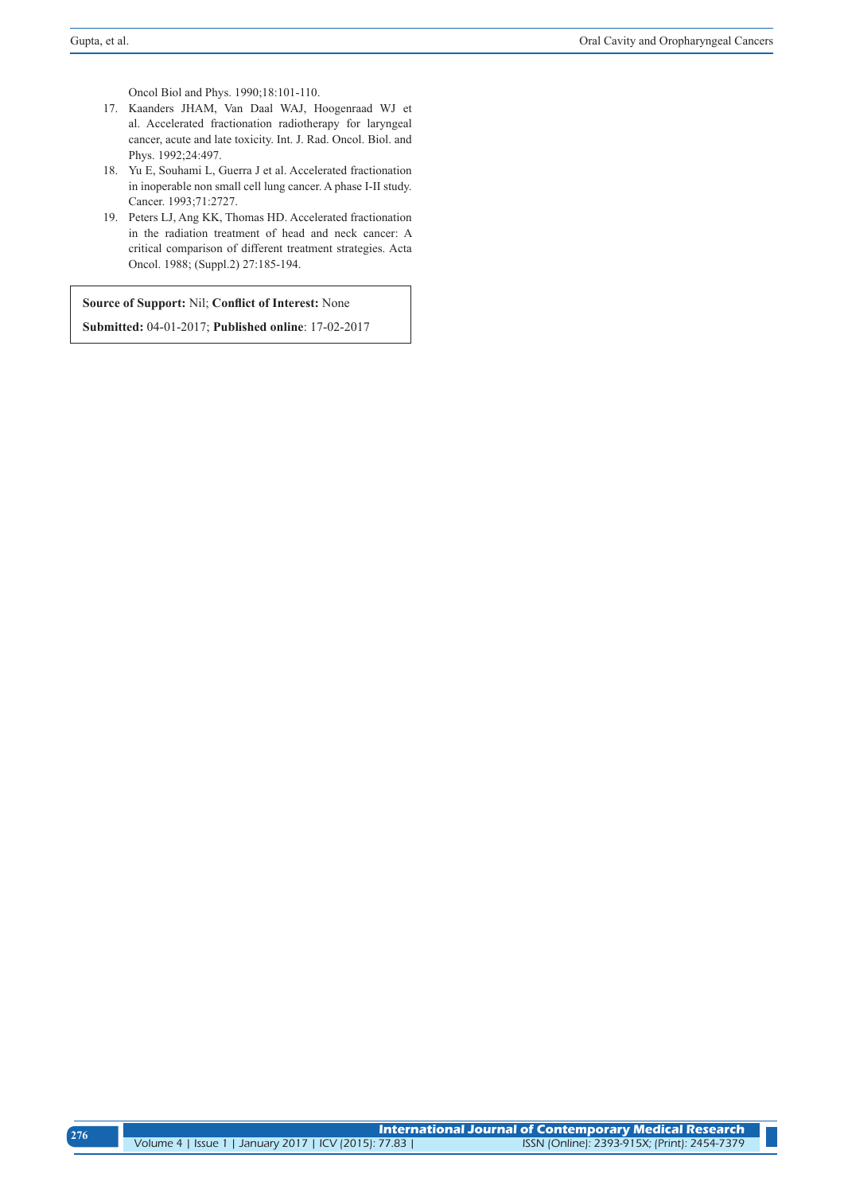Oncol Biol and Phys. 1990;18:101-110.

17. Kaanders JHAM, Van Daal WAJ, Hoogenraad WJ et al. Accelerated fractionation radiotherapy for laryngeal cancer, acute and late toxicity. Int. J. Rad. Oncol. Biol. and Phys. 1992;24:497.
18. Yu E, Souhami L, Guerra J et al. Accelerated fractionation in inoperable non small cell lung cancer. A phase I-II study. Cancer. 1993;71:2727.
19. Peters LJ, Ang KK, Thomas HD. Accelerated fractionation in the radiation treatment of head and neck cancer: A critical comparison of different treatment strategies. Acta Oncol. 1988; (Suppl.2) 27:185-194.

**Source of Support:** Nil; **Conflict of Interest:** None

**Submitted:** 04-01-2017; **Published online**: 17-02-2017